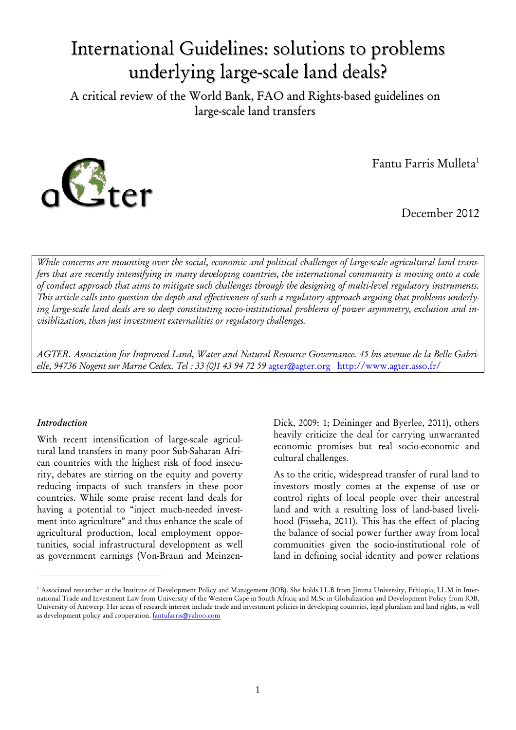# International Guidelines: solutions to problems underlying large-scale land deals?

## A critical review of the World Bank, FAO and Rights-based guidelines on large-scale land transfers

Fantu Farris Mulleta[1]

December 2012

*While concerns are mounting over the social, economic and political challenges of large-scale agricultural land transfers that are recently intensifying in many developing countries, the international community is moving onto a code of conduct approach that aims to mitigate such challenges through the designing of multi-level regulatory instruments. This article calls into question the depth and effectiveness of such a regulatory approach arguing that problems underlying large-scale land deals are so deep constituting socio-institutional problems of power asymmetry, exclusion and invisiblization, than just investment externalities or regulatory challenges.*

*AGTER. Association for Improved Land, Water and Natural Resource Governance. 45 bis avenue de la Belle Gabrielle, 94736 Nogent sur Marne Cedex. Tel : 33 (0)1 43 94 72 59* agter@agter.org http://www.agter.asso.fr/

### *Introduction*

With recent intensification of large-scale agricultural land transfers in many poor Sub-Saharan African countries with the highest risk of food insecurity, debates are stirring on the equity and poverty reducing impacts of such transfers in these poor countries. While some praise recent land deals for having a potential to "inject much-needed investment into agriculture" and thus enhance the scale of agricultural production, local employment opportunities, social infrastructural development as well as government earnings (Von-Braun and Meinzen-Dick, 2009: 1; Deininger and Byerlee, 2011), others heavily criticize the deal for carrying unwarranted economic promises but real socio-economic and cultural challenges.

As to the critic, widespread transfer of rural land to investors mostly comes at the expense of use or control rights of local people over their ancestral land and with a resulting loss of land-based livelihood (Fisseha, 2011). This has the effect of placing the balance of social power further away from local communities given the socio-institutional role of land in defining social identity and power relations

---

[1] Associated researcher at the Institute of Development Policy and Management (IOB). She holds LL.B from Jimma University, Ethiopia; LL.M in International Trade and Investment Law from University of the Western Cape in South Africa; and M.Sc in Globalization and Development Policy from IOB, University of Antwerp. Her areas of research interest include trade and investment policies in developing countries, legal pluralism and land rights, as well as development policy and cooperation. fantufarris@yahoo.com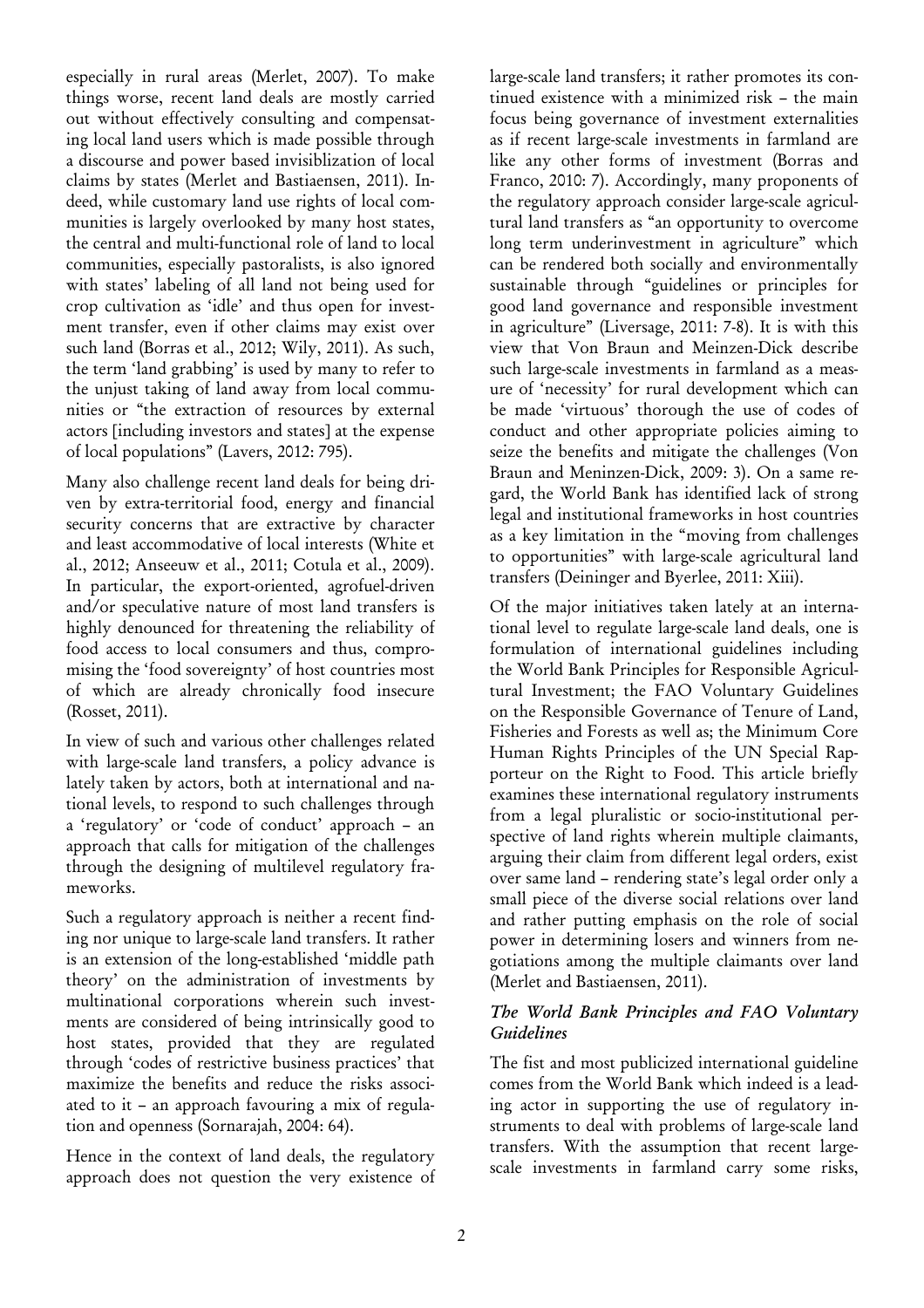especially in rural areas (Merlet, 2007). To make things worse, recent land deals are mostly carried out without effectively consulting and compensating local land users which is made possible through a discourse and power based invisiblization of local claims by states (Merlet and Bastiaensen, 2011). Indeed, while customary land use rights of local communities is largely overlooked by many host states, the central and multi-functional role of land to local communities, especially pastoralists, is also ignored with states' labeling of all land not being used for crop cultivation as 'idle' and thus open for investment transfer, even if other claims may exist over such land (Borras et al., 2012; Wily, 2011). As such, the term 'land grabbing' is used by many to refer to the unjust taking of land away from local communities or "the extraction of resources by external actors [including investors and states] at the expense of local populations" (Lavers, 2012: 795).

Many also challenge recent land deals for being driven by extra-territorial food, energy and financial security concerns that are extractive by character and least accommodative of local interests (White et al., 2012; Anseeuw et al., 2011; Cotula et al., 2009). In particular, the export-oriented, agrofuel-driven and/or speculative nature of most land transfers is highly denounced for threatening the reliability of food access to local consumers and thus, compromising the 'food sovereignty' of host countries most of which are already chronically food insecure (Rosset, 2011).

In view of such and various other challenges related with large-scale land transfers, a policy advance is lately taken by actors, both at international and national levels, to respond to such challenges through a 'regulatory' or 'code of conduct' approach – an approach that calls for mitigation of the challenges through the designing of multilevel regulatory frameworks.

Such a regulatory approach is neither a recent finding nor unique to large-scale land transfers. It rather is an extension of the long-established 'middle path theory' on the administration of investments by multinational corporations wherein such investments are considered of being intrinsically good to host states, provided that they are regulated through 'codes of restrictive business practices' that maximize the benefits and reduce the risks associated to it – an approach favouring a mix of regulation and openness (Sornarajah, 2004: 64).

Hence in the context of land deals, the regulatory approach does not question the very existence of large-scale land transfers; it rather promotes its continued existence with a minimized risk – the main focus being governance of investment externalities as if recent large-scale investments in farmland are like any other forms of investment (Borras and Franco, 2010: 7). Accordingly, many proponents of the regulatory approach consider large-scale agricultural land transfers as "an opportunity to overcome long term underinvestment in agriculture" which can be rendered both socially and environmentally sustainable through "guidelines or principles for good land governance and responsible investment in agriculture" (Liversage, 2011: 7-8). It is with this view that Von Braun and Meinzen-Dick describe such large-scale investments in farmland as a measure of 'necessity' for rural development which can be made 'virtuous' thorough the use of codes of conduct and other appropriate policies aiming to seize the benefits and mitigate the challenges (Von Braun and Meninzen-Dick, 2009: 3). On a same regard, the World Bank has identified lack of strong legal and institutional frameworks in host countries as a key limitation in the "moving from challenges to opportunities" with large-scale agricultural land transfers (Deininger and Byerlee, 2011: Xiii).

Of the major initiatives taken lately at an international level to regulate large-scale land deals, one is formulation of international guidelines including the World Bank Principles for Responsible Agricultural Investment; the FAO Voluntary Guidelines on the Responsible Governance of Tenure of Land, Fisheries and Forests as well as; the Minimum Core Human Rights Principles of the UN Special Rapporteur on the Right to Food. This article briefly examines these international regulatory instruments from a legal pluralistic or socio-institutional perspective of land rights wherein multiple claimants, arguing their claim from different legal orders, exist over same land – rendering state's legal order only a small piece of the diverse social relations over land and rather putting emphasis on the role of social power in determining losers and winners from negotiations among the multiple claimants over land (Merlet and Bastiaensen, 2011).

### *The World Bank Principles and FAO Voluntary Guidelines*

The fist and most publicized international guideline comes from the World Bank which indeed is a leading actor in supporting the use of regulatory instruments to deal with problems of large-scale land transfers. With the assumption that recent large-scale investments in farmland carry some risks,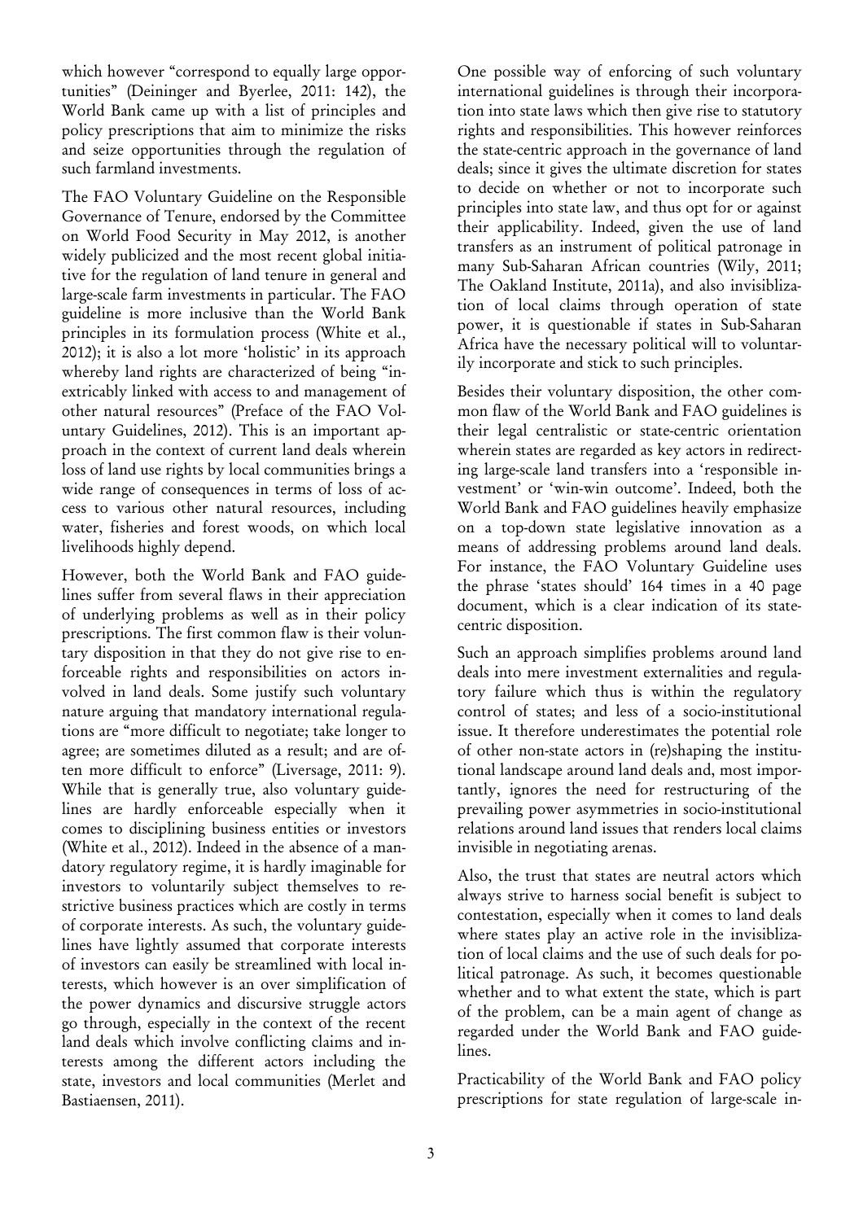which however "correspond to equally large opportunities" (Deininger and Byerlee, 2011: 142), the World Bank came up with a list of principles and policy prescriptions that aim to minimize the risks and seize opportunities through the regulation of such farmland investments.

The FAO Voluntary Guideline on the Responsible Governance of Tenure, endorsed by the Committee on World Food Security in May 2012, is another widely publicized and the most recent global initiative for the regulation of land tenure in general and large-scale farm investments in particular. The FAO guideline is more inclusive than the World Bank principles in its formulation process (White et al., 2012); it is also a lot more 'holistic' in its approach whereby land rights are characterized of being "inextricably linked with access to and management of other natural resources" (Preface of the FAO Voluntary Guidelines, 2012). This is an important approach in the context of current land deals wherein loss of land use rights by local communities brings a wide range of consequences in terms of loss of access to various other natural resources, including water, fisheries and forest woods, on which local livelihoods highly depend.

However, both the World Bank and FAO guidelines suffer from several flaws in their appreciation of underlying problems as well as in their policy prescriptions. The first common flaw is their voluntary disposition in that they do not give rise to enforceable rights and responsibilities on actors involved in land deals. Some justify such voluntary nature arguing that mandatory international regulations are "more difficult to negotiate; take longer to agree; are sometimes diluted as a result; and are often more difficult to enforce" (Liversage, 2011: 9). While that is generally true, also voluntary guidelines are hardly enforceable especially when it comes to disciplining business entities or investors (White et al., 2012). Indeed in the absence of a mandatory regulatory regime, it is hardly imaginable for investors to voluntarily subject themselves to restrictive business practices which are costly in terms of corporate interests. As such, the voluntary guidelines have lightly assumed that corporate interests of investors can easily be streamlined with local interests, which however is an over simplification of the power dynamics and discursive struggle actors go through, especially in the context of the recent land deals which involve conflicting claims and interests among the different actors including the state, investors and local communities (Merlet and Bastiaensen, 2011).

One possible way of enforcing of such voluntary international guidelines is through their incorporation into state laws which then give rise to statutory rights and responsibilities. This however reinforces the state-centric approach in the governance of land deals; since it gives the ultimate discretion for states to decide on whether or not to incorporate such principles into state law, and thus opt for or against their applicability. Indeed, given the use of land transfers as an instrument of political patronage in many Sub-Saharan African countries (Wily, 2011; The Oakland Institute, 2011a), and also invisiblization of local claims through operation of state power, it is questionable if states in Sub-Saharan Africa have the necessary political will to voluntarily incorporate and stick to such principles.

Besides their voluntary disposition, the other common flaw of the World Bank and FAO guidelines is their legal centralistic or state-centric orientation wherein states are regarded as key actors in redirecting large-scale land transfers into a 'responsible investment' or 'win-win outcome'. Indeed, both the World Bank and FAO guidelines heavily emphasize on a top-down state legislative innovation as a means of addressing problems around land deals. For instance, the FAO Voluntary Guideline uses the phrase 'states should' 164 times in a 40 page document, which is a clear indication of its state-centric disposition.

Such an approach simplifies problems around land deals into mere investment externalities and regulatory failure which thus is within the regulatory control of states; and less of a socio-institutional issue. It therefore underestimates the potential role of other non-state actors in (re)shaping the institutional landscape around land deals and, most importantly, ignores the need for restructuring of the prevailing power asymmetries in socio-institutional relations around land issues that renders local claims invisible in negotiating arenas.

Also, the trust that states are neutral actors which always strive to harness social benefit is subject to contestation, especially when it comes to land deals where states play an active role in the invisiblization of local claims and the use of such deals for political patronage. As such, it becomes questionable whether and to what extent the state, which is part of the problem, can be a main agent of change as regarded under the World Bank and FAO guidelines.

Practicability of the World Bank and FAO policy prescriptions for state regulation of large-scale in-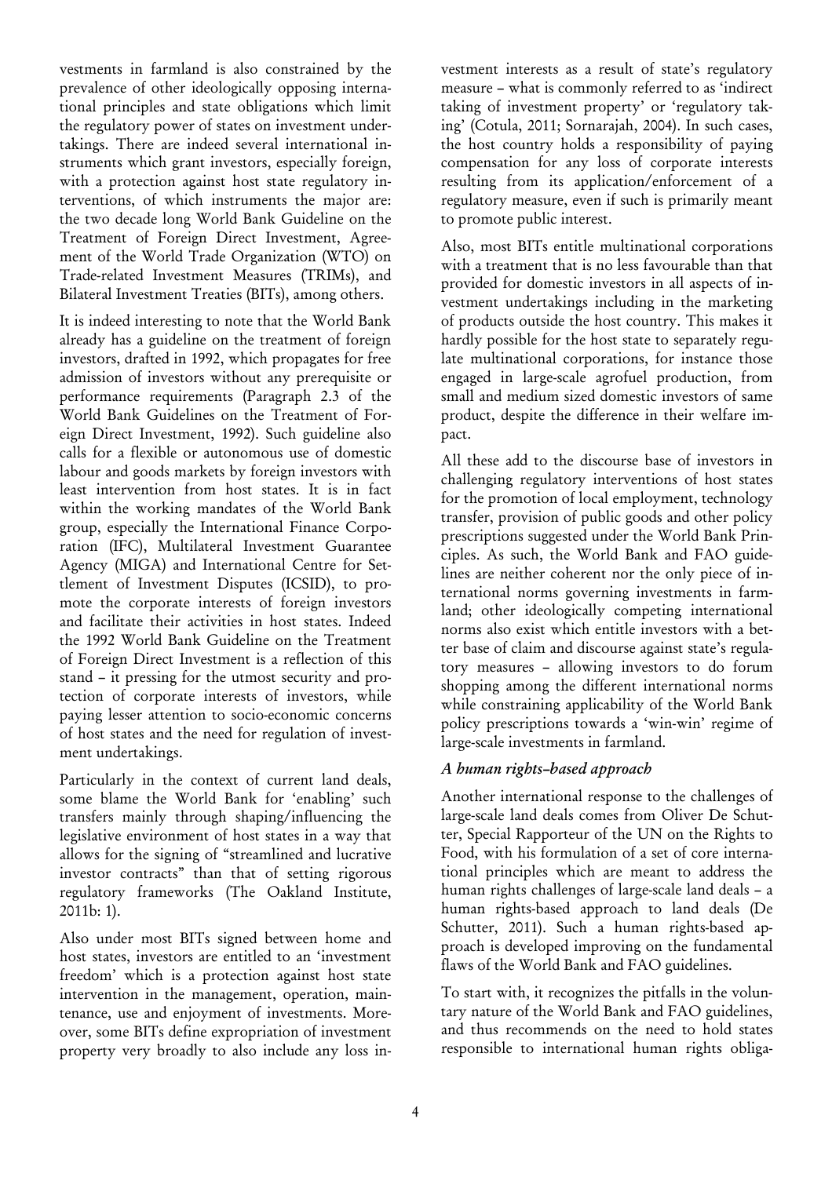vestments in farmland is also constrained by the prevalence of other ideologically opposing international principles and state obligations which limit the regulatory power of states on investment undertakings. There are indeed several international instruments which grant investors, especially foreign, with a protection against host state regulatory interventions, of which instruments the major are: the two decade long World Bank Guideline on the Treatment of Foreign Direct Investment, Agreement of the World Trade Organization (WTO) on Trade-related Investment Measures (TRIMs), and Bilateral Investment Treaties (BITs), among others.

It is indeed interesting to note that the World Bank already has a guideline on the treatment of foreign investors, drafted in 1992, which propagates for free admission of investors without any prerequisite or performance requirements (Paragraph 2.3 of the World Bank Guidelines on the Treatment of Foreign Direct Investment, 1992). Such guideline also calls for a flexible or autonomous use of domestic labour and goods markets by foreign investors with least intervention from host states. It is in fact within the working mandates of the World Bank group, especially the International Finance Corporation (IFC), Multilateral Investment Guarantee Agency (MIGA) and International Centre for Settlement of Investment Disputes (ICSID), to promote the corporate interests of foreign investors and facilitate their activities in host states. Indeed the 1992 World Bank Guideline on the Treatment of Foreign Direct Investment is a reflection of this stand – it pressing for the utmost security and protection of corporate interests of investors, while paying lesser attention to socio-economic concerns of host states and the need for regulation of investment undertakings.

Particularly in the context of current land deals, some blame the World Bank for 'enabling' such transfers mainly through shaping/influencing the legislative environment of host states in a way that allows for the signing of "streamlined and lucrative investor contracts" than that of setting rigorous regulatory frameworks (The Oakland Institute, 2011b: 1).

Also under most BITs signed between home and host states, investors are entitled to an 'investment freedom' which is a protection against host state intervention in the management, operation, maintenance, use and enjoyment of investments. Moreover, some BITs define expropriation of investment property very broadly to also include any loss investment interests as a result of state's regulatory measure – what is commonly referred to as 'indirect taking of investment property' or 'regulatory taking' (Cotula, 2011; Sornarajah, 2004). In such cases, the host country holds a responsibility of paying compensation for any loss of corporate interests resulting from its application/enforcement of a regulatory measure, even if such is primarily meant to promote public interest.

Also, most BITs entitle multinational corporations with a treatment that is no less favourable than that provided for domestic investors in all aspects of investment undertakings including in the marketing of products outside the host country. This makes it hardly possible for the host state to separately regulate multinational corporations, for instance those engaged in large-scale agrofuel production, from small and medium sized domestic investors of same product, despite the difference in their welfare impact.

All these add to the discourse base of investors in challenging regulatory interventions of host states for the promotion of local employment, technology transfer, provision of public goods and other policy prescriptions suggested under the World Bank Principles. As such, the World Bank and FAO guidelines are neither coherent nor the only piece of international norms governing investments in farmland; other ideologically competing international norms also exist which entitle investors with a better base of claim and discourse against state's regulatory measures – allowing investors to do forum shopping among the different international norms while constraining applicability of the World Bank policy prescriptions towards a 'win-win' regime of large-scale investments in farmland.

### *A human rights-based approach*

Another international response to the challenges of large-scale land deals comes from Oliver De Schutter, Special Rapporteur of the UN on the Rights to Food, with his formulation of a set of core international principles which are meant to address the human rights challenges of large-scale land deals – a human rights-based approach to land deals (De Schutter, 2011). Such a human rights-based approach is developed improving on the fundamental flaws of the World Bank and FAO guidelines.

To start with, it recognizes the pitfalls in the voluntary nature of the World Bank and FAO guidelines, and thus recommends on the need to hold states responsible to international human rights obliga-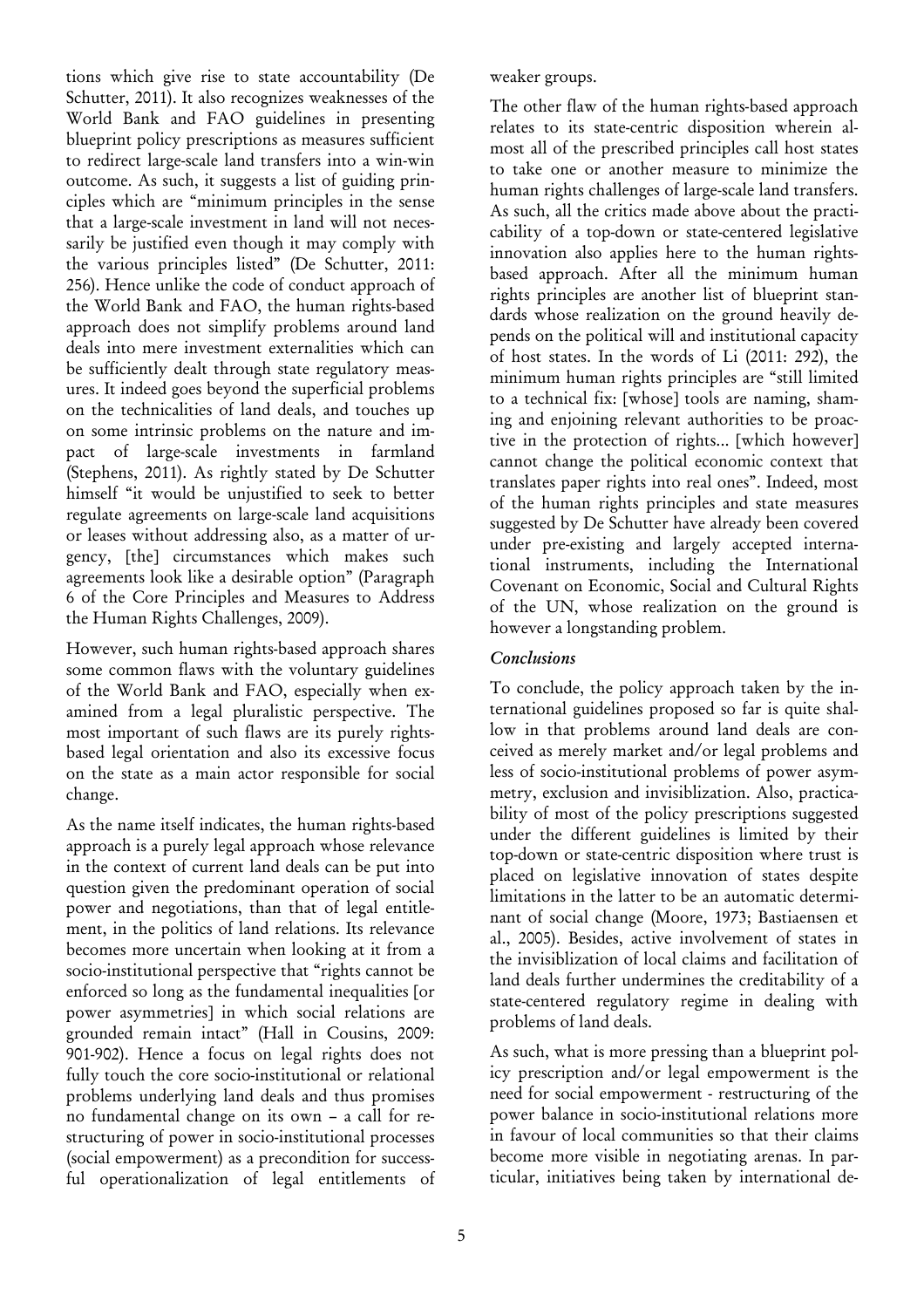tions which give rise to state accountability (De Schutter, 2011). It also recognizes weaknesses of the World Bank and FAO guidelines in presenting blueprint policy prescriptions as measures sufficient to redirect large-scale land transfers into a win-win outcome. As such, it suggests a list of guiding principles which are "minimum principles in the sense that a large-scale investment in land will not necessarily be justified even though it may comply with the various principles listed" (De Schutter, 2011: 256). Hence unlike the code of conduct approach of the World Bank and FAO, the human rights-based approach does not simplify problems around land deals into mere investment externalities which can be sufficiently dealt through state regulatory measures. It indeed goes beyond the superficial problems on the technicalities of land deals, and touches up on some intrinsic problems on the nature and impact of large-scale investments in farmland (Stephens, 2011). As rightly stated by De Schutter himself "it would be unjustified to seek to better regulate agreements on large-scale land acquisitions or leases without addressing also, as a matter of urgency, [the] circumstances which makes such agreements look like a desirable option" (Paragraph 6 of the Core Principles and Measures to Address the Human Rights Challenges, 2009).

However, such human rights-based approach shares some common flaws with the voluntary guidelines of the World Bank and FAO, especially when examined from a legal pluralistic perspective. The most important of such flaws are its purely rights-based legal orientation and also its excessive focus on the state as a main actor responsible for social change.

As the name itself indicates, the human rights-based approach is a purely legal approach whose relevance in the context of current land deals can be put into question given the predominant operation of social power and negotiations, than that of legal entitlement, in the politics of land relations. Its relevance becomes more uncertain when looking at it from a socio-institutional perspective that "rights cannot be enforced so long as the fundamental inequalities [or power asymmetries] in which social relations are grounded remain intact" (Hall in Cousins, 2009: 901-902). Hence a focus on legal rights does not fully touch the core socio-institutional or relational problems underlying land deals and thus promises no fundamental change on its own – a call for restructuring of power in socio-institutional processes (social empowerment) as a precondition for successful operationalization of legal entitlements of weaker groups.

The other flaw of the human rights-based approach relates to its state-centric disposition wherein almost all of the prescribed principles call host states to take one or another measure to minimize the human rights challenges of large-scale land transfers. As such, all the critics made above about the practicability of a top-down or state-centered legislative innovation also applies here to the human rights-based approach. After all the minimum human rights principles are another list of blueprint standards whose realization on the ground heavily depends on the political will and institutional capacity of host states. In the words of Li (2011: 292), the minimum human rights principles are "still limited to a technical fix: [whose] tools are naming, shaming and enjoining relevant authorities to be proactive in the protection of rights... [which however] cannot change the political economic context that translates paper rights into real ones". Indeed, most of the human rights principles and state measures suggested by De Schutter have already been covered under pre-existing and largely accepted international instruments, including the International Covenant on Economic, Social and Cultural Rights of the UN, whose realization on the ground is however a longstanding problem.

### *Conclusions*

To conclude, the policy approach taken by the international guidelines proposed so far is quite shallow in that problems around land deals are conceived as merely market and/or legal problems and less of socio-institutional problems of power asymmetry, exclusion and invisiblization. Also, practicability of most of the policy prescriptions suggested under the different guidelines is limited by their top-down or state-centric disposition where trust is placed on legislative innovation of states despite limitations in the latter to be an automatic determinant of social change (Moore, 1973; Bastiaensen et al., 2005). Besides, active involvement of states in the invisiblization of local claims and facilitation of land deals further undermines the creditability of a state-centered regulatory regime in dealing with problems of land deals.

As such, what is more pressing than a blueprint policy prescription and/or legal empowerment is the need for social empowerment - restructuring of the power balance in socio-institutional relations more in favour of local communities so that their claims become more visible in negotiating arenas. In particular, initiatives being taken by international de-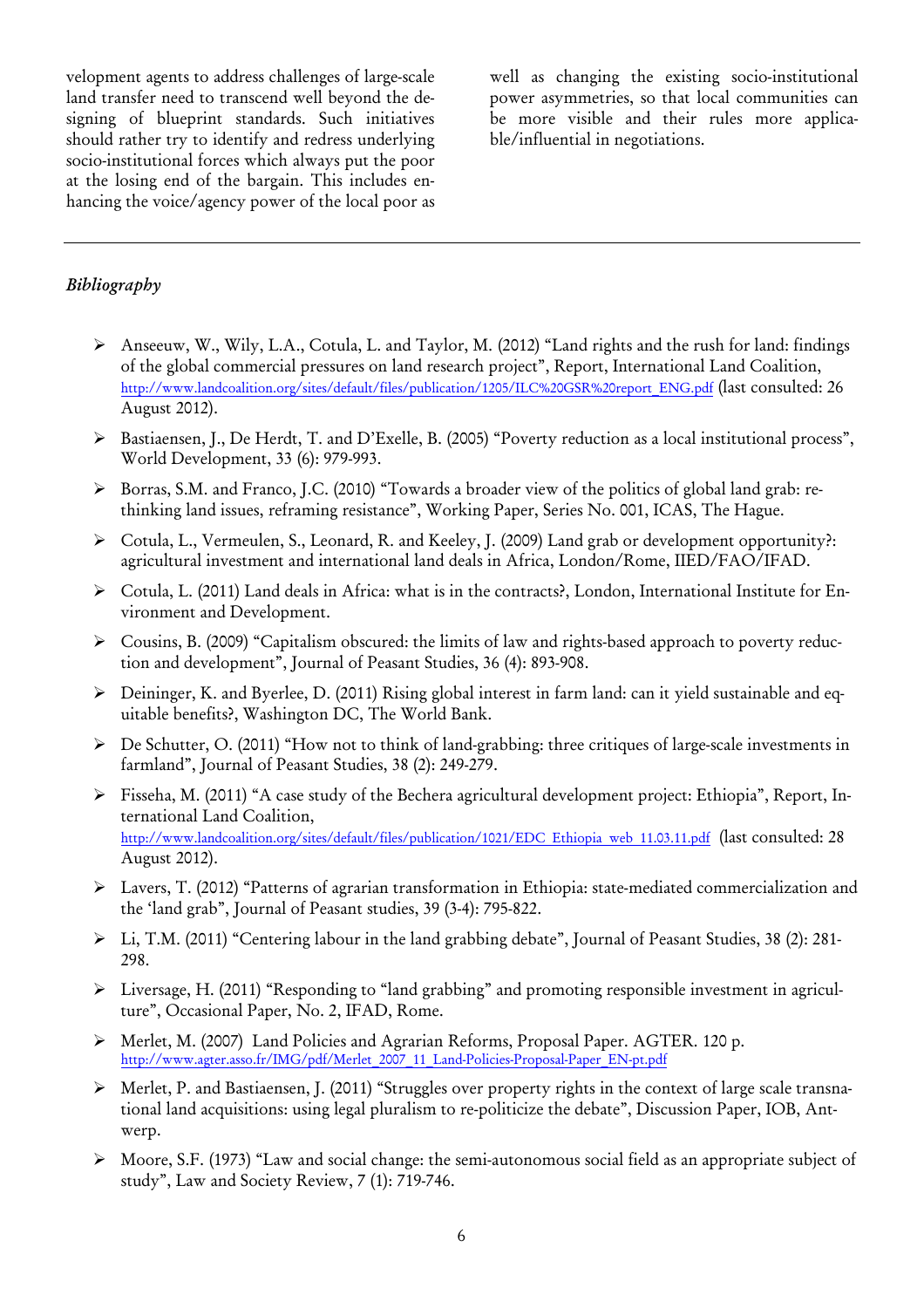velopment agents to address challenges of large-scale land transfer need to transcend well beyond the designing of blueprint standards. Such initiatives should rather try to identify and redress underlying socio-institutional forces which always put the poor at the losing end of the bargain. This includes enhancing the voice/agency power of the local poor as well as changing the existing socio-institutional power asymmetries, so that local communities can be more visible and their rules more applicable/influential in negotiations.

---

### *Bibliography*

- Anseeuw, W., Wily, L.A., Cotula, L. and Taylor, M. (2012) "Land rights and the rush for land: findings of the global commercial pressures on land research project", Report, International Land Coalition, http://www.landcoalition.org/sites/default/files/publication/1205/ILC%20GSR%20report_ENG.pdf (last consulted: 26 August 2012).
- Bastiaensen, J., De Herdt, T. and D'Exelle, B. (2005) "Poverty reduction as a local institutional process", World Development, 33 (6): 979-993.
- Borras, S.M. and Franco, J.C. (2010) "Towards a broader view of the politics of global land grab: rethinking land issues, reframing resistance", Working Paper, Series No. 001, ICAS, The Hague.
- Cotula, L., Vermeulen, S., Leonard, R. and Keeley, J. (2009) Land grab or development opportunity?: agricultural investment and international land deals in Africa, London/Rome, IIED/FAO/IFAD.
- Cotula, L. (2011) Land deals in Africa: what is in the contracts?, London, International Institute for Environment and Development.
- Cousins, B. (2009) "Capitalism obscured: the limits of law and rights-based approach to poverty reduction and development", Journal of Peasant Studies, 36 (4): 893-908.
- Deininger, K. and Byerlee, D. (2011) Rising global interest in farm land: can it yield sustainable and equitable benefits?, Washington DC, The World Bank.
- De Schutter, O. (2011) "How not to think of land-grabbing: three critiques of large-scale investments in farmland", Journal of Peasant Studies, 38 (2): 249-279.
- Fisseha, M. (2011) "A case study of the Bechera agricultural development project: Ethiopia", Report, International Land Coalition, http://www.landcoalition.org/sites/default/files/publication/1021/EDC_Ethiopia_web_11.03.11.pdf (last consulted: 28 August 2012).
- Lavers, T. (2012) "Patterns of agrarian transformation in Ethiopia: state-mediated commercialization and the 'land grab'", Journal of Peasant studies, 39 (3-4): 795-822.
- Li, T.M. (2011) "Centering labour in the land grabbing debate", Journal of Peasant Studies, 38 (2): 281-298.
- Liversage, H. (2011) "Responding to "land grabbing" and promoting responsible investment in agriculture", Occasional Paper, No. 2, IFAD, Rome.
- Merlet, M. (2007) Land Policies and Agrarian Reforms, Proposal Paper. AGTER. 120 p. http://www.agter.asso.fr/IMG/pdf/Merlet_2007_11_Land-Policies-Proposal-Paper_EN-pt.pdf
- Merlet, P. and Bastiaensen, J. (2011) "Struggles over property rights in the context of large scale transnational land acquisitions: using legal pluralism to re-politicize the debate", Discussion Paper, IOB, Antwerp.
- Moore, S.F. (1973) "Law and social change: the semi-autonomous social field as an appropriate subject of study", Law and Society Review, 7 (1): 719-746.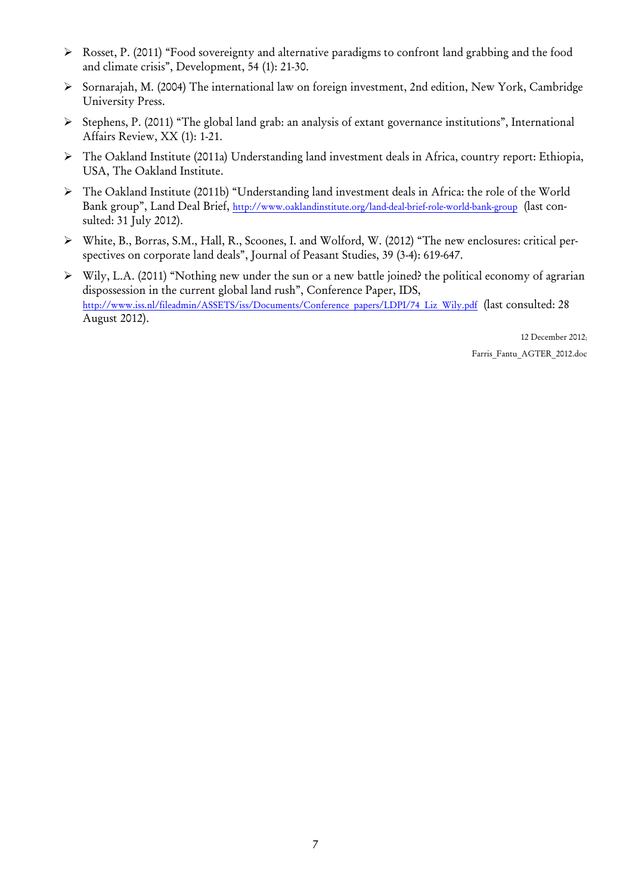- Rosset, P. (2011) "Food sovereignty and alternative paradigms to confront land grabbing and the food and climate crisis", Development, 54 (1): 21-30.
- Sornarajah, M. (2004) The international law on foreign investment, 2nd edition, New York, Cambridge University Press.
- Stephens, P. (2011) "The global land grab: an analysis of extant governance institutions", International Affairs Review, XX (1): 1-21.
- The Oakland Institute (2011a) Understanding land investment deals in Africa, country report: Ethiopia, USA, The Oakland Institute.
- The Oakland Institute (2011b) "Understanding land investment deals in Africa: the role of the World Bank group", Land Deal Brief, http://www.oaklandinstitute.org/land-deal-brief-role-world-bank-group (last consulted: 31 July 2012).
- White, B., Borras, S.M., Hall, R., Scoones, I. and Wolford, W. (2012) "The new enclosures: critical perspectives on corporate land deals", Journal of Peasant Studies, 39 (3-4): 619-647.
- Wily, L.A. (2011) "Nothing new under the sun or a new battle joined? the political economy of agrarian dispossession in the current global land rush", Conference Paper, IDS, http://www.iss.nl/fileadmin/ASSETS/iss/Documents/Conference_papers/LDPI/74_Liz_Wily.pdf (last consulted: 28 August 2012).

12 December 2012;

Farris_Fantu_AGTER_2012.doc